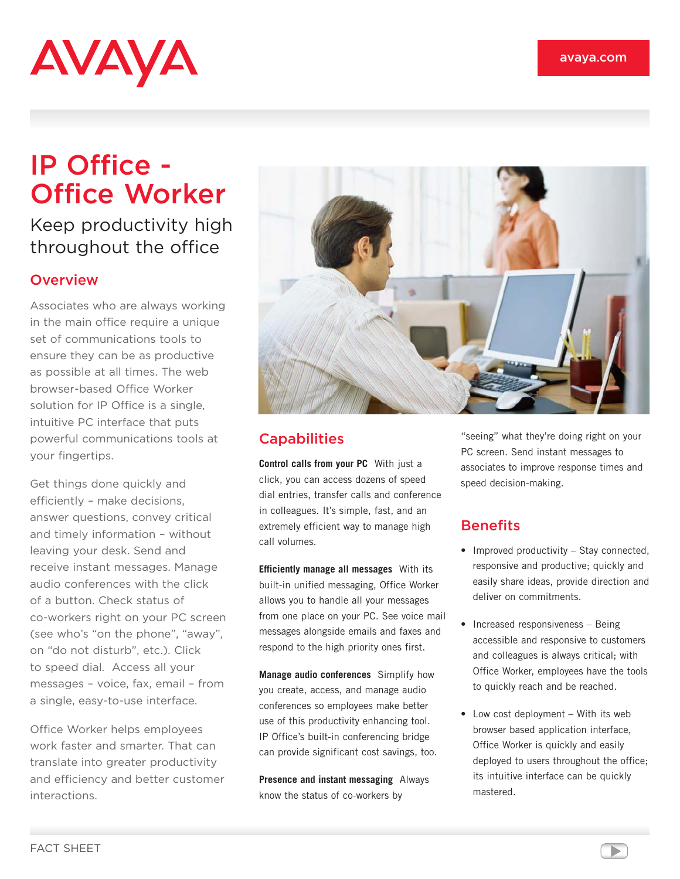# IP Office - Office Worker

## Keep productivity high throughout the office

### Overview

Associates who are always working in the main office require a unique set of communications tools to ensure they can be as productive as possible at all times. The web browser-based Office Worker solution for IP Office is a single, intuitive PC interface that puts powerful communications tools at your fingertips.

Get things done quickly and efficiently – make decisions, answer questions, convey critical and timely information – without leaving your desk. Send and receive instant messages. Manage audio conferences with the click of a button. Check status of co-workers right on your PC screen (see who's "on the phone", "away", on "do not disturb", etc.). Click to speed dial. Access all your messages – voice, fax, email – from a single, easy-to-use interface.

Office Worker helps employees work faster and smarter. That can translate into greater productivity and efficiency and better customer interactions.

### Capabilities

**Control calls from your PC** With just a click, you can access dozens of speed dial entries, transfer calls and conference in colleagues. It's simple, fast, and an extremely efficient way to manage high call volumes.

**Efficiently manage all messages** With its built-in unified messaging, Office Worker allows you to handle all your messages from one place on your PC. See voice mail messages alongside emails and faxes and respond to the high priority ones first.

**Manage audio conferences** Simplify how you create, access, and manage audio conferences so employees make better use of this productivity enhancing tool. IP Office's built-in conferencing bridge can provide significant cost savings, too.

**Presence and instant messaging** Always know the status of co-workers by "seeing" what they're doing right on your PC screen. Send instant messages to associates to improve response times and speed decision-making.

### Benefits

- Improved productivity – Stay connected, responsive and productive; quickly and easily share ideas, provide direction and deliver on commitments.
- Increased responsiveness – Being accessible and responsive to customers and colleagues is always critical; with Office Worker, employees have the tools to quickly reach and be reached.
- Low cost deployment – With its web browser based application interface, Office Worker is quickly and easily deployed to users throughout the office; its intuitive interface can be quickly mastered.

FACT SHEET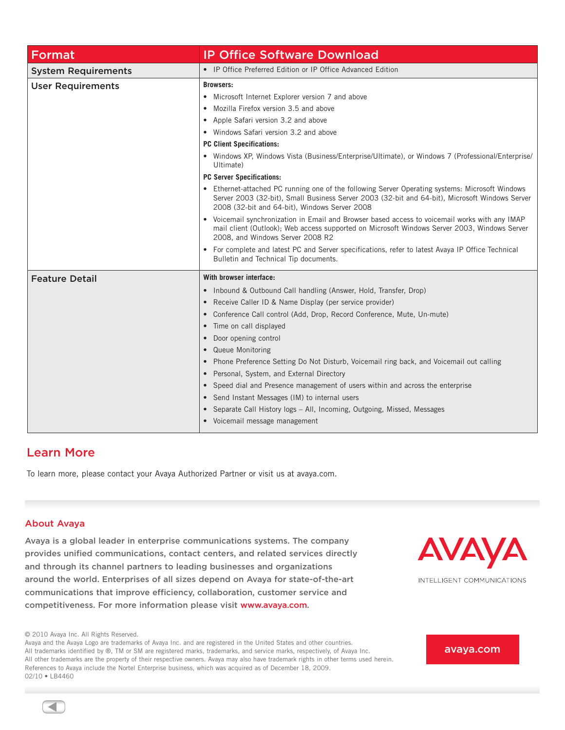| Format | IP Office Software Download |
|---|---|
| System Requirements | • IP Office Preferred Edition or IP Office Advanced Edition |
| User Requirements | **Browsers:**<br>• Microsoft Internet Explorer version 7 and above<br>• Mozilla Firefox version 3.5 and above<br>• Apple Safari version 3.2 and above<br>• Windows Safari version 3.2 and above<br>**PC Client Specifications:**<br>• Windows XP, Windows Vista (Business/Enterprise/Ultimate), or Windows 7 (Professional/Enterprise/Ultimate)<br>**PC Server Specifications:**<br>• Ethernet-attached PC running one of the following Server Operating systems: Microsoft Windows Server 2003 (32-bit), Small Business Server 2003 (32-bit and 64-bit), Microsoft Windows Server 2008 (32-bit and 64-bit), Windows Server 2008<br>• Voicemail synchronization in Email and Browser based access to voicemail works with any IMAP mail client (Outlook); Web access supported on Microsoft Windows Server 2003, Windows Server 2008, and Windows Server 2008 R2<br>• For complete and latest PC and Server specifications, refer to latest Avaya IP Office Technical Bulletin and Technical Tip documents. |
| Feature Detail | **With browser interface:**<br>• Inbound & Outbound Call handling (Answer, Hold, Transfer, Drop)<br>• Receive Caller ID & Name Display (per service provider)<br>• Conference Call control (Add, Drop, Record Conference, Mute, Un-mute)<br>• Time on call displayed<br>• Door opening control<br>• Queue Monitoring<br>• Phone Preference Setting Do Not Disturb, Voicemail ring back, and Voicemail out calling<br>• Personal, System, and External Directory<br>• Speed dial and Presence management of users within and across the enterprise<br>• Send Instant Messages (IM) to internal users<br>• Separate Call History logs – All, Incoming, Outgoing, Missed, Messages<br>• Voicemail message management |

## Learn More

To learn more, please contact your Avaya Authorized Partner or visit us at avaya.com.

### About Avaya

Avaya is a global leader in enterprise communications systems. The company provides unified communications, contact centers, and related services directly and through its channel partners to leading businesses and organizations around the world. Enterprises of all sizes depend on Avaya for state-of-the-art communications that improve efficiency, collaboration, customer service and competitiveness. For more information please visit www.avaya.com.

AVAYA
INTELLIGENT COMMUNICATIONS

avaya.com

© 2010 Avaya Inc. All Rights Reserved.
Avaya and the Avaya Logo are trademarks of Avaya Inc. and are registered in the United States and other countries.
All trademarks identified by ®, TM or SM are registered marks, trademarks, and service marks, respectively, of Avaya Inc.
All other trademarks are the property of their respective owners. Avaya may also have trademark rights in other terms used herein.
References to Avaya include the Nortel Enterprise business, which was acquired as of December 18, 2009.
02/10 • LB4460